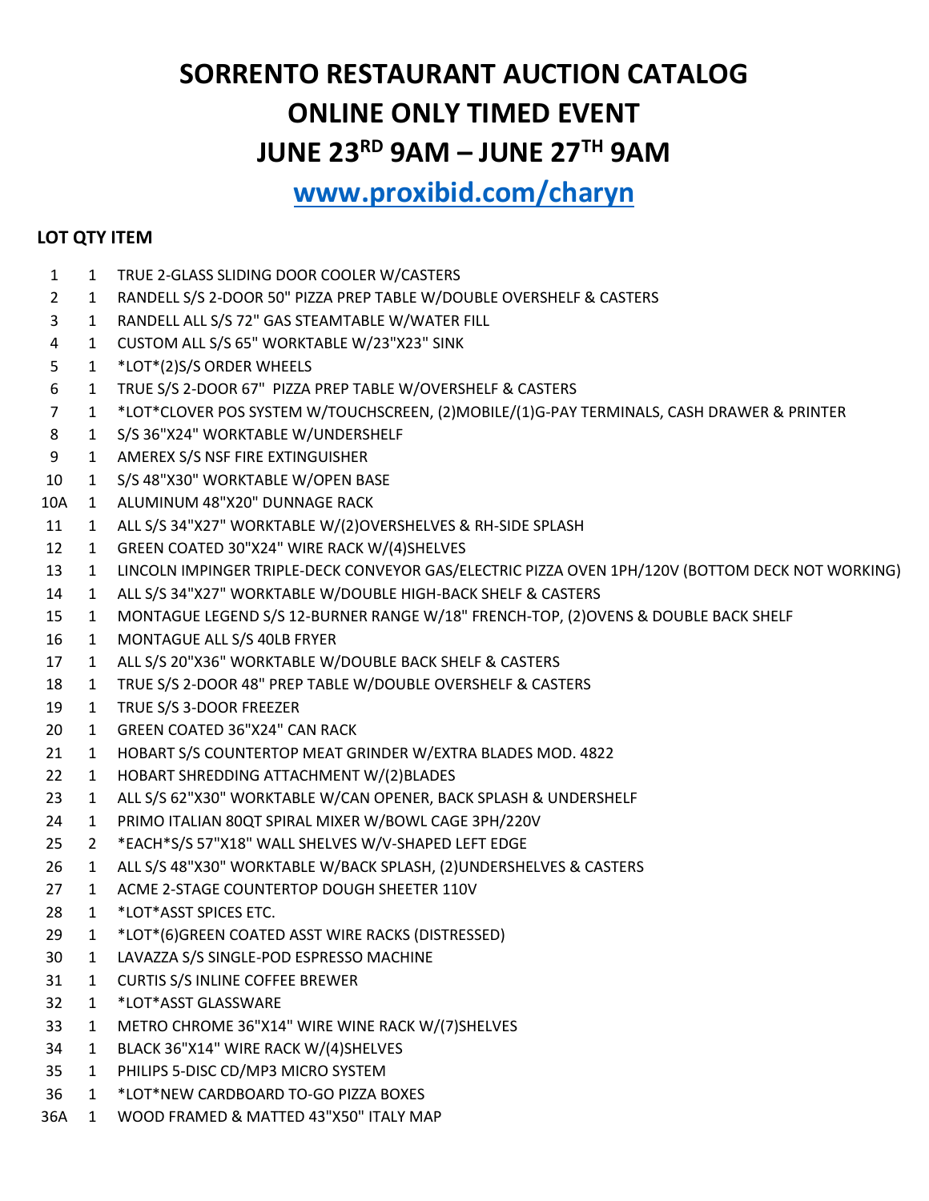# SORRENTO RESTAURANT AUCTION CATALOG
# ONLINE ONLY TIMED EVENT
# JUNE 23RD 9AM – JUNE 27TH 9AM

## [www.proxibid.com/charyn](http://www.proxibid.com/charyn)

| LOT | QTY | ITEM |
|---|---|---|
| 1 | 1 | TRUE 2-GLASS SLIDING DOOR COOLER W/CASTERS |
| 2 | 1 | RANDELL S/S 2-DOOR 50" PIZZA PREP TABLE W/DOUBLE OVERSHELF & CASTERS |
| 3 | 1 | RANDELL ALL S/S 72" GAS STEAMTABLE W/WATER FILL |
| 4 | 1 | CUSTOM ALL S/S 65" WORKTABLE W/23"X23" SINK |
| 5 | 1 | *LOT*(2)S/S ORDER WHEELS |
| 6 | 1 | TRUE S/S 2-DOOR 67" PIZZA PREP TABLE W/OVERSHELF & CASTERS |
| 7 | 1 | *LOT*CLOVER POS SYSTEM W/TOUCHSCREEN, (2)MOBILE/(1)G-PAY TERMINALS, CASH DRAWER & PRINTER |
| 8 | 1 | S/S 36"X24" WORKTABLE W/UNDERSHELF |
| 9 | 1 | AMEREX S/S NSF FIRE EXTINGUISHER |
| 10 | 1 | S/S 48"X30" WORKTABLE W/OPEN BASE |
| 10A | 1 | ALUMINUM 48"X20" DUNNAGE RACK |
| 11 | 1 | ALL S/S 34"X27" WORKTABLE W/(2)OVERSHELVES & RH-SIDE SPLASH |
| 12 | 1 | GREEN COATED 30"X24" WIRE RACK W/(4)SHELVES |
| 13 | 1 | LINCOLN IMPINGER TRIPLE-DECK CONVEYOR GAS/ELECTRIC PIZZA OVEN 1PH/120V (BOTTOM DECK NOT WORKING) |
| 14 | 1 | ALL S/S 34"X27" WORKTABLE W/DOUBLE HIGH-BACK SHELF & CASTERS |
| 15 | 1 | MONTAGUE LEGEND S/S 12-BURNER RANGE W/18" FRENCH-TOP, (2)OVENS & DOUBLE BACK SHELF |
| 16 | 1 | MONTAGUE ALL S/S 40LB FRYER |
| 17 | 1 | ALL S/S 20"X36" WORKTABLE W/DOUBLE BACK SHELF & CASTERS |
| 18 | 1 | TRUE S/S 2-DOOR 48" PREP TABLE W/DOUBLE OVERSHELF & CASTERS |
| 19 | 1 | TRUE S/S 3-DOOR FREEZER |
| 20 | 1 | GREEN COATED 36"X24" CAN RACK |
| 21 | 1 | HOBART S/S COUNTERTOP MEAT GRINDER W/EXTRA BLADES MOD. 4822 |
| 22 | 1 | HOBART SHREDDING ATTACHMENT W/(2)BLADES |
| 23 | 1 | ALL S/S 62"X30" WORKTABLE W/CAN OPENER, BACK SPLASH & UNDERSHELF |
| 24 | 1 | PRIMO ITALIAN 80QT SPIRAL MIXER W/BOWL CAGE 3PH/220V |
| 25 | 2 | *EACH*S/S 57"X18" WALL SHELVES W/V-SHAPED LEFT EDGE |
| 26 | 1 | ALL S/S 48"X30" WORKTABLE W/BACK SPLASH, (2)UNDERSHELVES & CASTERS |
| 27 | 1 | ACME 2-STAGE COUNTERTOP DOUGH SHEETER 110V |
| 28 | 1 | *LOT*ASST SPICES ETC. |
| 29 | 1 | *LOT*(6)GREEN COATED ASST WIRE RACKS (DISTRESSED) |
| 30 | 1 | LAVAZZA S/S SINGLE-POD ESPRESSO MACHINE |
| 31 | 1 | CURTIS S/S INLINE COFFEE BREWER |
| 32 | 1 | *LOT*ASST GLASSWARE |
| 33 | 1 | METRO CHROME 36"X14" WIRE WINE RACK W/(7)SHELVES |
| 34 | 1 | BLACK 36"X14" WIRE RACK W/(4)SHELVES |
| 35 | 1 | PHILIPS 5-DISC CD/MP3 MICRO SYSTEM |
| 36 | 1 | *LOT*NEW CARDBOARD TO-GO PIZZA BOXES |
| 36A | 1 | WOOD FRAMED & MATTED 43"X50" ITALY MAP |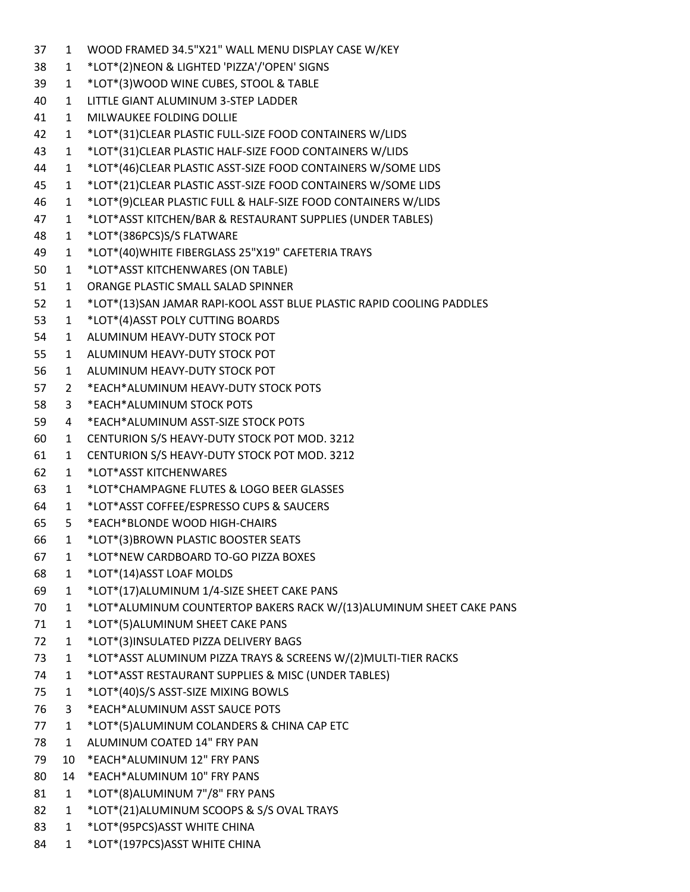| | | |
|---|---|---|
| 37 | 1 | WOOD FRAMED 34.5"X21" WALL MENU DISPLAY CASE W/KEY |
| 38 | 1 | *LOT*(2)NEON & LIGHTED 'PIZZA'/'OPEN' SIGNS |
| 39 | 1 | *LOT*(3)WOOD WINE CUBES, STOOL & TABLE |
| 40 | 1 | LITTLE GIANT ALUMINUM 3-STEP LADDER |
| 41 | 1 | MILWAUKEE FOLDING DOLLIE |
| 42 | 1 | *LOT*(31)CLEAR PLASTIC FULL-SIZE FOOD CONTAINERS W/LIDS |
| 43 | 1 | *LOT*(31)CLEAR PLASTIC HALF-SIZE FOOD CONTAINERS W/LIDS |
| 44 | 1 | *LOT*(46)CLEAR PLASTIC ASST-SIZE FOOD CONTAINERS W/SOME LIDS |
| 45 | 1 | *LOT*(21)CLEAR PLASTIC ASST-SIZE FOOD CONTAINERS W/SOME LIDS |
| 46 | 1 | *LOT*(9)CLEAR PLASTIC FULL & HALF-SIZE FOOD CONTAINERS W/LIDS |
| 47 | 1 | *LOT*ASST KITCHEN/BAR & RESTAURANT SUPPLIES (UNDER TABLES) |
| 48 | 1 | *LOT*(386PCS)S/S FLATWARE |
| 49 | 1 | *LOT*(40)WHITE FIBERGLASS 25"X19" CAFETERIA TRAYS |
| 50 | 1 | *LOT*ASST KITCHENWARES (ON TABLE) |
| 51 | 1 | ORANGE PLASTIC SMALL SALAD SPINNER |
| 52 | 1 | *LOT*(13)SAN JAMAR RAPI-KOOL ASST BLUE PLASTIC RAPID COOLING PADDLES |
| 53 | 1 | *LOT*(4)ASST POLY CUTTING BOARDS |
| 54 | 1 | ALUMINUM HEAVY-DUTY STOCK POT |
| 55 | 1 | ALUMINUM HEAVY-DUTY STOCK POT |
| 56 | 1 | ALUMINUM HEAVY-DUTY STOCK POT |
| 57 | 2 | *EACH*ALUMINUM HEAVY-DUTY STOCK POTS |
| 58 | 3 | *EACH*ALUMINUM STOCK POTS |
| 59 | 4 | *EACH*ALUMINUM ASST-SIZE STOCK POTS |
| 60 | 1 | CENTURION S/S HEAVY-DUTY STOCK POT MOD. 3212 |
| 61 | 1 | CENTURION S/S HEAVY-DUTY STOCK POT MOD. 3212 |
| 62 | 1 | *LOT*ASST KITCHENWARES |
| 63 | 1 | *LOT*CHAMPAGNE FLUTES & LOGO BEER GLASSES |
| 64 | 1 | *LOT*ASST COFFEE/ESPRESSO CUPS & SAUCERS |
| 65 | 5 | *EACH*BLONDE WOOD HIGH-CHAIRS |
| 66 | 1 | *LOT*(3)BROWN PLASTIC BOOSTER SEATS |
| 67 | 1 | *LOT*NEW CARDBOARD TO-GO PIZZA BOXES |
| 68 | 1 | *LOT*(14)ASST LOAF MOLDS |
| 69 | 1 | *LOT*(17)ALUMINUM 1/4-SIZE SHEET CAKE PANS |
| 70 | 1 | *LOT*ALUMINUM COUNTERTOP BAKERS RACK W/(13)ALUMINUM SHEET CAKE PANS |
| 71 | 1 | *LOT*(5)ALUMINUM SHEET CAKE PANS |
| 72 | 1 | *LOT*(3)INSULATED PIZZA DELIVERY BAGS |
| 73 | 1 | *LOT*ASST ALUMINUM PIZZA TRAYS & SCREENS W/(2)MULTI-TIER RACKS |
| 74 | 1 | *LOT*ASST RESTAURANT SUPPLIES & MISC (UNDER TABLES) |
| 75 | 1 | *LOT*(40)S/S ASST-SIZE MIXING BOWLS |
| 76 | 3 | *EACH*ALUMINUM ASST SAUCE POTS |
| 77 | 1 | *LOT*(5)ALUMINUM COLANDERS & CHINA CAP ETC |
| 78 | 1 | ALUMINUM COATED 14" FRY PAN |
| 79 | 10 | *EACH*ALUMINUM 12" FRY PANS |
| 80 | 14 | *EACH*ALUMINUM 10" FRY PANS |
| 81 | 1 | *LOT*(8)ALUMINUM 7"/8" FRY PANS |
| 82 | 1 | *LOT*(21)ALUMINUM SCOOPS & S/S OVAL TRAYS |
| 83 | 1 | *LOT*(95PCS)ASST WHITE CHINA |
| 84 | 1 | *LOT*(197PCS)ASST WHITE CHINA |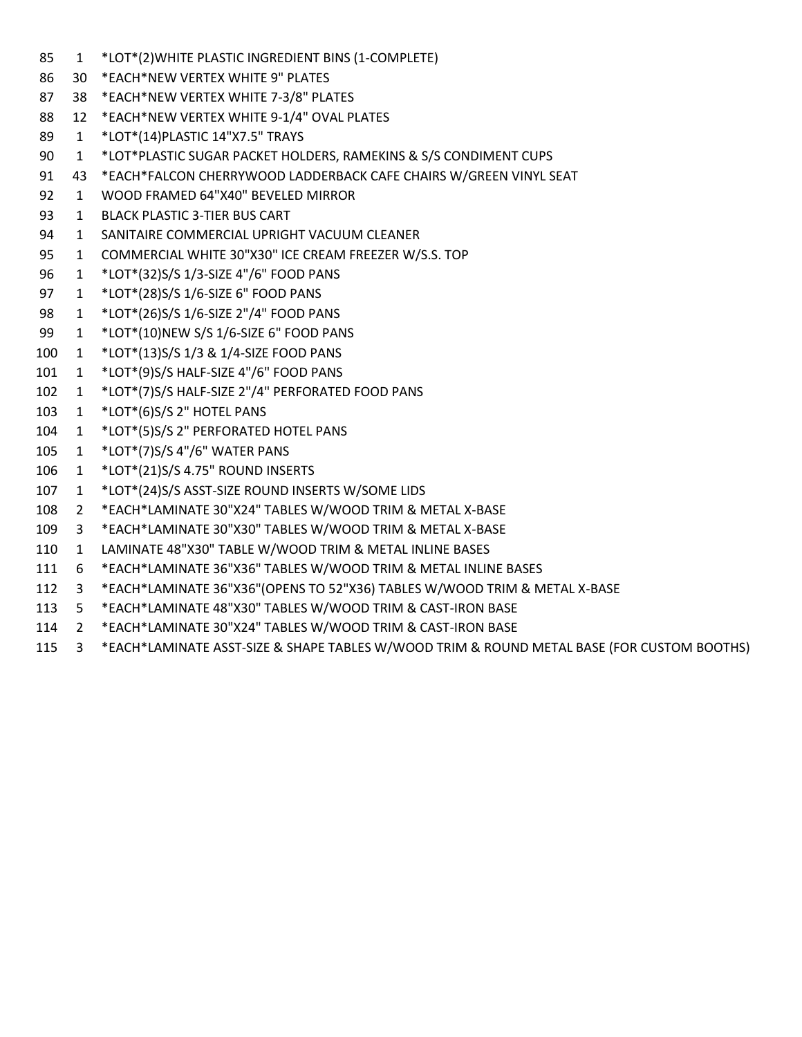| | | |
|---|---|---|
| 85 | 1 | *LOT*(2)WHITE PLASTIC INGREDIENT BINS (1-COMPLETE) |
| 86 | 30 | *EACH*NEW VERTEX WHITE 9" PLATES |
| 87 | 38 | *EACH*NEW VERTEX WHITE 7-3/8" PLATES |
| 88 | 12 | *EACH*NEW VERTEX WHITE 9-1/4" OVAL PLATES |
| 89 | 1 | *LOT*(14)PLASTIC 14"X7.5" TRAYS |
| 90 | 1 | *LOT*PLASTIC SUGAR PACKET HOLDERS, RAMEKINS & S/S CONDIMENT CUPS |
| 91 | 43 | *EACH*FALCON CHERRYWOOD LADDERBACK CAFE CHAIRS W/GREEN VINYL SEAT |
| 92 | 1 | WOOD FRAMED 64"X40" BEVELED MIRROR |
| 93 | 1 | BLACK PLASTIC 3-TIER BUS CART |
| 94 | 1 | SANITAIRE COMMERCIAL UPRIGHT VACUUM CLEANER |
| 95 | 1 | COMMERCIAL WHITE 30"X30" ICE CREAM FREEZER W/S.S. TOP |
| 96 | 1 | *LOT*(32)S/S 1/3-SIZE 4"/6" FOOD PANS |
| 97 | 1 | *LOT*(28)S/S 1/6-SIZE 6" FOOD PANS |
| 98 | 1 | *LOT*(26)S/S 1/6-SIZE 2"/4" FOOD PANS |
| 99 | 1 | *LOT*(10)NEW S/S 1/6-SIZE 6" FOOD PANS |
| 100 | 1 | *LOT*(13)S/S 1/3 & 1/4-SIZE FOOD PANS |
| 101 | 1 | *LOT*(9)S/S HALF-SIZE 4"/6" FOOD PANS |
| 102 | 1 | *LOT*(7)S/S HALF-SIZE 2"/4" PERFORATED FOOD PANS |
| 103 | 1 | *LOT*(6)S/S 2" HOTEL PANS |
| 104 | 1 | *LOT*(5)S/S 2" PERFORATED HOTEL PANS |
| 105 | 1 | *LOT*(7)S/S 4"/6" WATER PANS |
| 106 | 1 | *LOT*(21)S/S 4.75" ROUND INSERTS |
| 107 | 1 | *LOT*(24)S/S ASST-SIZE ROUND INSERTS W/SOME LIDS |
| 108 | 2 | *EACH*LAMINATE 30"X24" TABLES W/WOOD TRIM & METAL X-BASE |
| 109 | 3 | *EACH*LAMINATE 30"X30" TABLES W/WOOD TRIM & METAL X-BASE |
| 110 | 1 | LAMINATE 48"X30" TABLE W/WOOD TRIM & METAL INLINE BASES |
| 111 | 6 | *EACH*LAMINATE 36"X36" TABLES W/WOOD TRIM & METAL INLINE BASES |
| 112 | 3 | *EACH*LAMINATE 36"X36"(OPENS TO 52"X36) TABLES W/WOOD TRIM & METAL X-BASE |
| 113 | 5 | *EACH*LAMINATE 48"X30" TABLES W/WOOD TRIM & CAST-IRON BASE |
| 114 | 2 | *EACH*LAMINATE 30"X24" TABLES W/WOOD TRIM & CAST-IRON BASE |
| 115 | 3 | *EACH*LAMINATE ASST-SIZE & SHAPE TABLES W/WOOD TRIM & ROUND METAL BASE (FOR CUSTOM BOOTHS) |